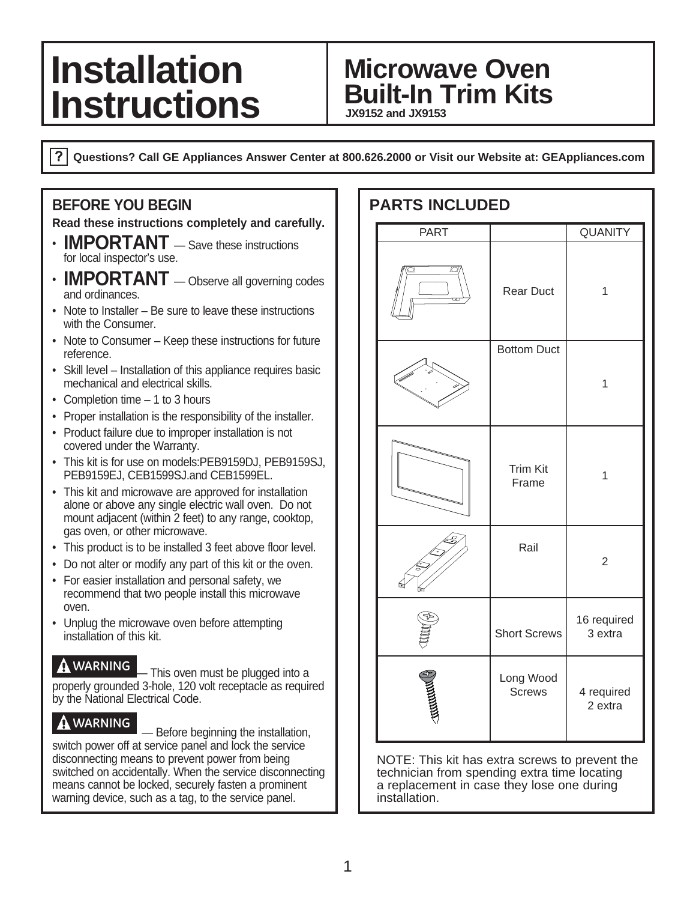# Installation Instructions

# Microwave Oven Built-In Trim Kits

**JX9152 and JX9153**

**? Questions? Call GE Appliances Answer Center at 800.626.2000 or Visit our Website at: GEAppliances.com**

## BEFORE YOU BEGIN

**Read these instructions completely and carefully.**

- **IMPORTANT** — Save these instructions for local inspector's use.
- **IMPORTANT** — Observe all governing codes and ordinances.
- Note to Installer – Be sure to leave these instructions with the Consumer.
- Note to Consumer – Keep these instructions for future reference.
- Skill level – Installation of this appliance requires basic mechanical and electrical skills.
- Completion time – 1 to 3 hours
- Proper installation is the responsibility of the installer.
- Product failure due to improper installation is not covered under the Warranty.
- This kit is for use on models:PEB9159DJ, PEB9159SJ, PEB9159EJ, CEB1599SJ.and CEB1599EL.
- This kit and microwave are approved for installation alone or above any single electric wall oven. Do not mount adjacent (within 2 feet) to any range, cooktop, gas oven, or other microwave.
- This product is to be installed 3 feet above floor level.
- Do not alter or modify any part of this kit or the oven.
- For easier installation and personal safety, we recommend that two people install this microwave oven.
- Unplug the microwave oven before attempting installation of this kit.

**⚠ WARNING** — This oven must be plugged into a properly grounded 3-hole, 120 volt receptacle as required by the National Electrical Code.

**⚠ WARNING** — Before beginning the installation, switch power off at service panel and lock the service disconnecting means to prevent power from being switched on accidentally. When the service disconnecting means cannot be locked, securely fasten a prominent warning device, such as a tag, to the service panel.

## PARTS INCLUDED

| PART | | QUANITY |
|---|---|---|
| | Rear Duct | 1 |
| | Bottom Duct | 1 |
| | Trim Kit Frame | 1 |
| | Rail | 2 |
| | Short Screws | 16 required 3 extra |
| | Long Wood Screws | 4 required 2 extra |

NOTE: This kit has extra screws to prevent the technician from spending extra time locating a replacement in case they lose one during installation.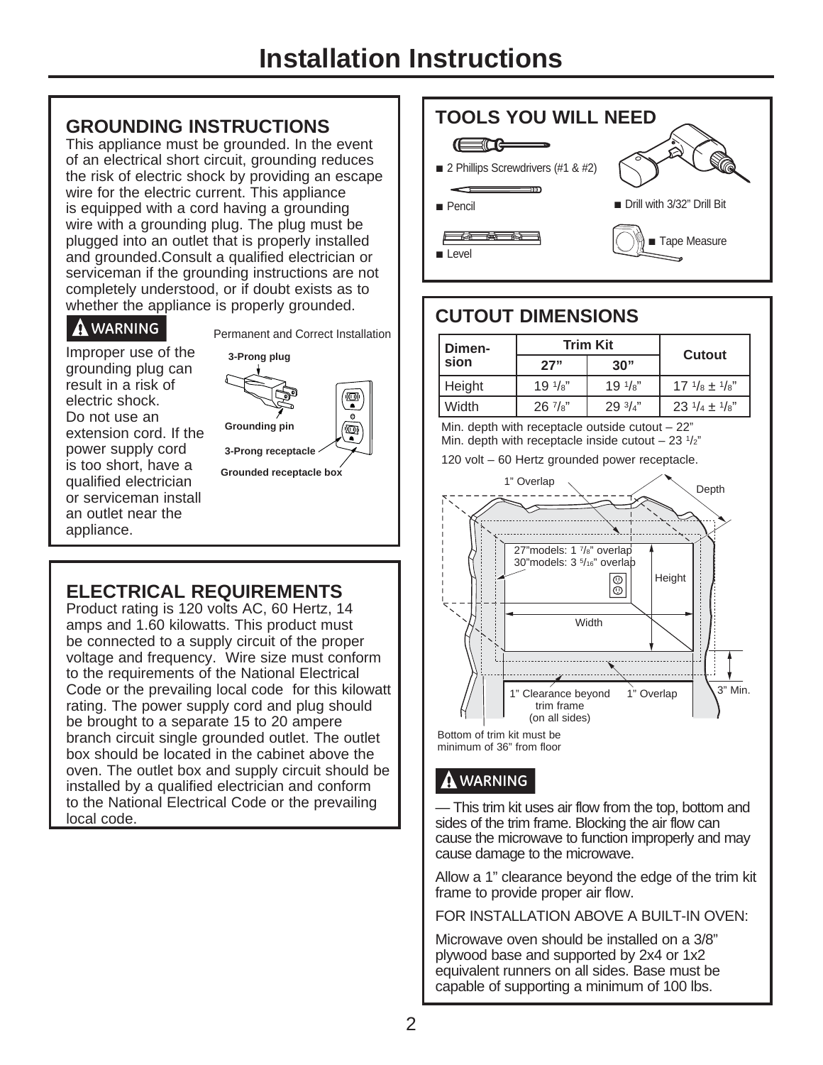# Installation Instructions

## GROUNDING INSTRUCTIONS

This appliance must be grounded. In the event of an electrical short circuit, grounding reduces the risk of electric shock by providing an escape wire for the electric current. This appliance is equipped with a cord having a grounding wire with a grounding plug. The plug must be plugged into an outlet that is properly installed and grounded.Consult a qualified electrician or serviceman if the grounding instructions are not completely understood, or if doubt exists as to whether the appliance is properly grounded.

**⚠ WARNING**

Improper use of the grounding plug can result in a risk of electric shock. Do not use an extension cord. If the power supply cord is too short, have a qualified electrician or serviceman install an outlet near the appliance.

Permanent and Correct Installation

3-Prong plug

Grounding pin

3-Prong receptacle

Grounded receptacle box

## ELECTRICAL REQUIREMENTS

Product rating is 120 volts AC, 60 Hertz, 14 amps and 1.60 kilowatts. This product must be connected to a supply circuit of the proper voltage and frequency. Wire size must conform to the requirements of the National Electrical Code or the prevailing local code for this kilowatt rating. The power supply cord and plug should be brought to a separate 15 to 20 ampere branch circuit single grounded outlet. The outlet box should be located in the cabinet above the oven. The outlet box and supply circuit should be installed by a qualified electrician and conform to the National Electrical Code or the prevailing local code.

## TOOLS YOU WILL NEED

- 2 Phillips Screwdrivers (#1 & #2)
- Pencil
- Level
- Drill with 3/32" Drill Bit
- Tape Measure

## CUTOUT DIMENSIONS

| Dimension | Trim Kit | | Cutout |
|---|---|---|---|
| | 27" | 30" | |
| Height | 19 1/8" | 19 1/8" | 17 1/8 ± 1/8" |
| Width | 26 7/8" | 29 3/4" | 23 1/4 ± 1/8" |

Min. depth with receptacle outside cutout – 22"
Min. depth with receptacle inside cutout – 23 1/2"

120 volt – 60 Hertz grounded power receptacle.

1" Overlap

Depth

27"models: 1 7/8" overlap
30"models: 3 5/16" overlap

Height

Width

1" Clearance beyond trim frame (on all sides)

1" Overlap

3" Min.

Bottom of trim kit must be minimum of 36" from floor

**⚠ WARNING**

— This trim kit uses air flow from the top, bottom and sides of the trim frame. Blocking the air flow can cause the microwave to function improperly and may cause damage to the microwave.

Allow a 1" clearance beyond the edge of the trim kit frame to provide proper air flow.

FOR INSTALLATION ABOVE A BUILT-IN OVEN:

Microwave oven should be installed on a 3/8" plywood base and supported by 2x4 or 1x2 equivalent runners on all sides. Base must be capable of supporting a minimum of 100 lbs.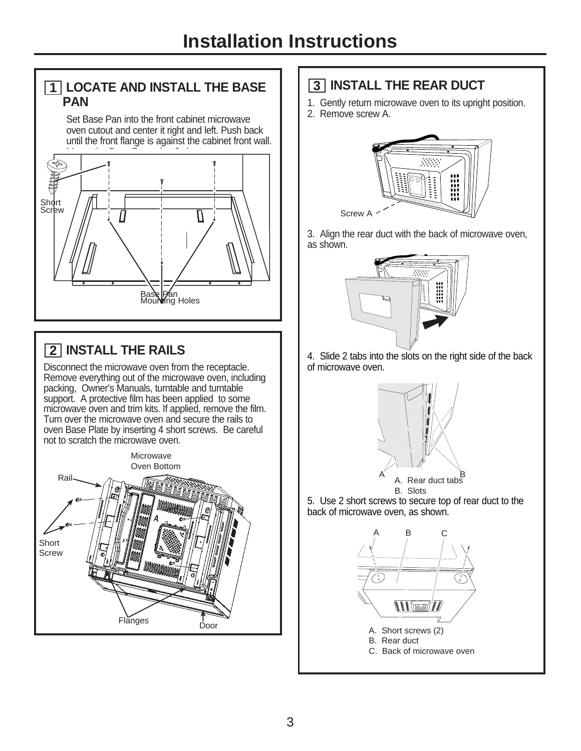# Installation Instructions

## 1 LOCATE AND INSTALL THE BASE PAN

Set Base Pan into the front cabinet microwave oven cutout and center it right and left. Push back until the front flange is against the cabinet front wall.

Short Screw

Base Pan Mounting Holes

## 2 INSTALL THE RAILS

Disconnect the microwave oven from the receptacle. Remove everything out of the microwave oven, including packing, Owner's Manuals, turntable and turntable support. A protective film has been applied to some microwave oven and trim kits. If applied, remove the film. Turn over the microwave oven and secure the rails to oven Base Plate by inserting 4 short screws. Be careful not to scratch the microwave oven.

Microwave Oven Bottom

Rail

Short Screw

A

Flanges

Door

## 3 INSTALL THE REAR DUCT

1. Gently return microwave oven to its upright position.
2. Remove screw A.

Screw A

3. Align the rear duct with the back of microwave oven, as shown.

4. Slide 2 tabs into the slots on the right side of the back of microwave oven.

A B

A. Rear duct tabs
B. Slots

5. Use 2 short screws to secure top of rear duct to the back of microwave oven, as shown.

A B C

A. Short screws (2)
B. Rear duct
C. Back of microwave oven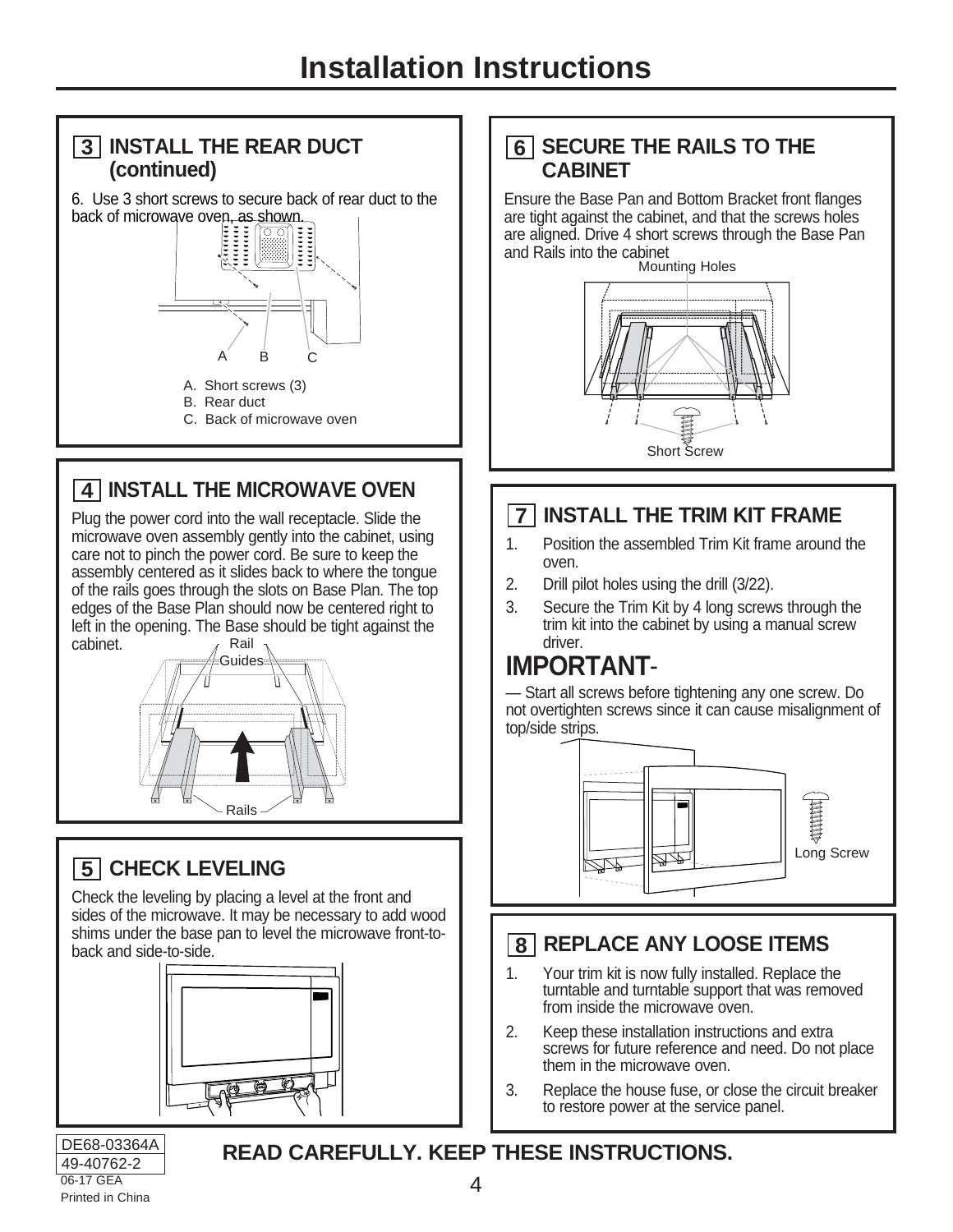# Installation Instructions

## 3 INSTALL THE REAR DUCT (continued)

6. Use 3 short screws to secure back of rear duct to the back of microwave oven, as shown.

A B C

A. Short screws (3)
B. Rear duct
C. Back of microwave oven

## 4 INSTALL THE MICROWAVE OVEN

Plug the power cord into the wall receptacle. Slide the microwave oven assembly gently into the cabinet, using care not to pinch the power cord. Be sure to keep the assembly centered as it slides back to where the tongue of the rails goes through the slots on Base Plan. The top edges of the Base Plan should now be centered right to left in the opening. The Base should be tight against the cabinet.

Rail Guides

Rails

## 5 CHECK LEVELING

Check the leveling by placing a level at the front and sides of the microwave. It may be necessary to add wood shims under the base pan to level the microwave front-to-back and side-to-side.

## 6 SECURE THE RAILS TO THE CABINET

Ensure the Base Pan and Bottom Bracket front flanges are tight against the cabinet, and that the screws holes are aligned. Drive 4 short screws through the Base Pan and Rails into the cabinet

Mounting Holes

Short Screw

## 7 INSTALL THE TRIM KIT FRAME

1. Position the assembled Trim Kit frame around the oven.
2. Drill pilot holes using the drill (3/22).
3. Secure the Trim Kit by 4 long screws through the trim kit into the cabinet by using a manual screw driver.

# IMPORTANT-

— Start all screws before tightening any one screw. Do not overtighten screws since it can cause misalignment of top/side strips.

Long Screw

## 8 REPLACE ANY LOOSE ITEMS

1. Your trim kit is now fully installed. Replace the turntable and turntable support that was removed from inside the microwave oven.
2. Keep these installation instructions and extra screws for future reference and need. Do not place them in the microwave oven.
3. Replace the house fuse, or close the circuit breaker to restore power at the service panel.

DE68-03364A
49-40762-2
06-17 GEA
Printed in China

**READ CAREFULLY. KEEP THESE INSTRUCTIONS.**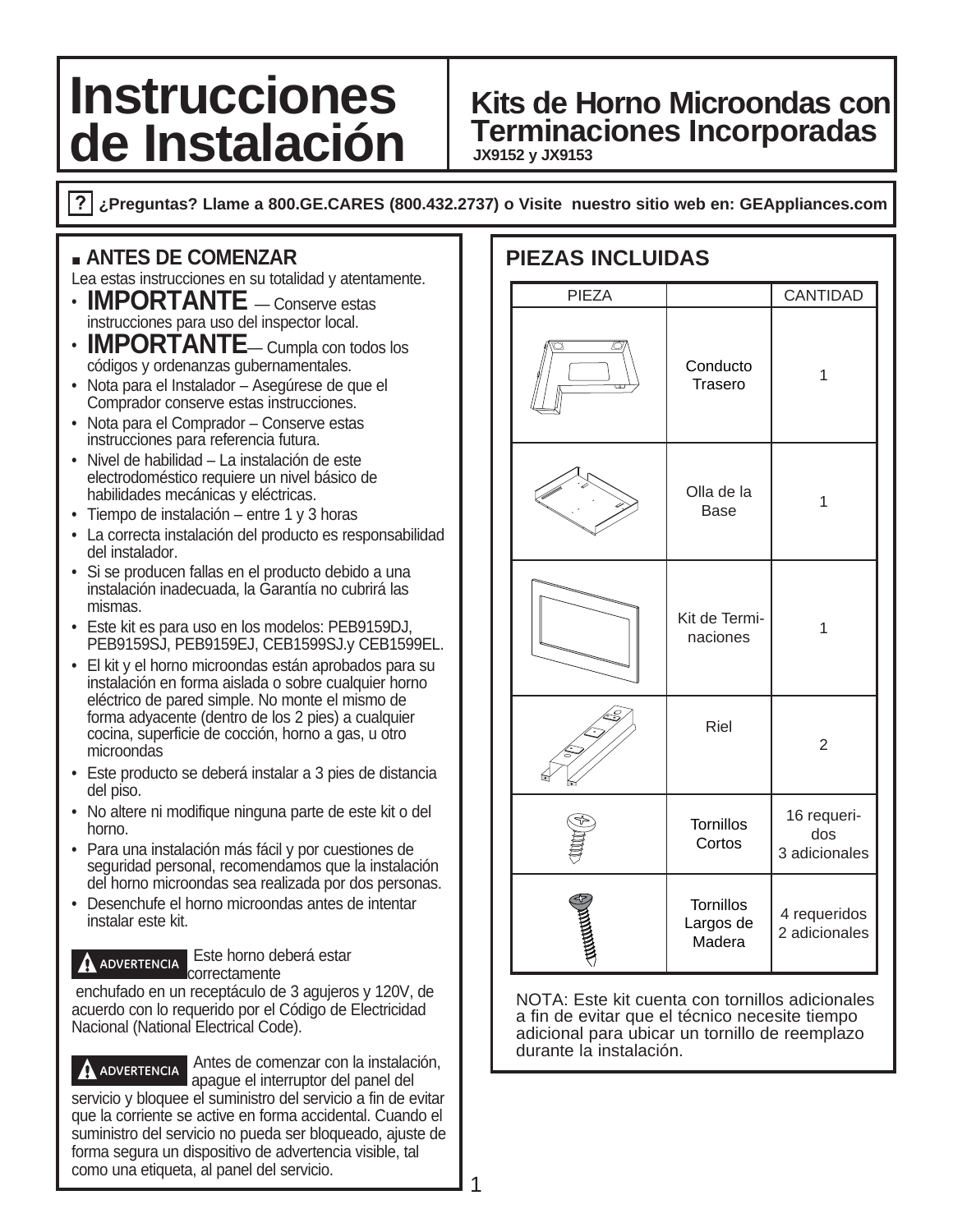# Instrucciones de Instalación

## Kits de Horno Microondas con Terminaciones Incorporadas

**JX9152 y JX9153**

**? ¿Preguntas? Llame a 800.GE.CARES (800.432.2737) o Visite nuestro sitio web en: GEAppliances.com**

### ■ ANTES DE COMENZAR

Lea estas instrucciones en su totalidad y atentamente.

- **IMPORTANTE** — Conserve estas instrucciones para uso del inspector local.
- **IMPORTANTE**— Cumpla con todos los códigos y ordenanzas gubernamentales.
- Nota para el Instalador – Asegúrese de que el Comprador conserve estas instrucciones.
- Nota para el Comprador – Conserve estas instrucciones para referencia futura.
- Nivel de habilidad – La instalación de este electrodoméstico requiere un nivel básico de habilidades mecánicas y eléctricas.
- Tiempo de instalación – entre 1 y 3 horas
- La correcta instalación del producto es responsabilidad del instalador.
- Si se producen fallas en el producto debido a una instalación inadecuada, la Garantía no cubrirá las mismas.
- Este kit es para uso en los modelos: PEB9159DJ, PEB9159SJ, PEB9159EJ, CEB1599SJ.y CEB1599EL.
- El kit y el horno microondas están aprobados para su instalación en forma aislada o sobre cualquier horno eléctrico de pared simple. No monte el mismo de forma adyacente (dentro de los 2 pies) a cualquier cocina, superficie de cocción, horno a gas, u otro microondas
- Este producto se deberá instalar a 3 pies de distancia del piso.
- No altere ni modifique ninguna parte de este kit o del horno.
- Para una instalación más fácil y por cuestiones de seguridad personal, recomendamos que la instalación del horno microondas sea realizada por dos personas.
- Desenchufe el horno microondas antes de intentar instalar este kit.

**⚠ ADVERTENCIA** Este horno deberá estar correctamente enchufado en un receptáculo de 3 agujeros y 120V, de acuerdo con lo requerido por el Código de Electricidad Nacional (National Electrical Code).

**⚠ ADVERTENCIA** Antes de comenzar con la instalación, apague el interruptor del panel del servicio y bloquee el suministro del servicio a fin de evitar que la corriente se active en forma accidental. Cuando el suministro del servicio no pueda ser bloqueado, ajuste de forma segura un dispositivo de advertencia visible, tal como una etiqueta, al panel del servicio.

### PIEZAS INCLUIDAS

| PIEZA | | CANTIDAD |
|---|---|---|
| | Conducto Trasero | 1 |
| | Olla de la Base | 1 |
| | Kit de Terminaciones | 1 |
| | Riel | 2 |
| | Tornillos Cortos | 16 requeridos 3 adicionales |
| | Tornillos Largos de Madera | 4 requeridos 2 adicionales |

NOTA: Este kit cuenta con tornillos adicionales a fin de evitar que el técnico necesite tiempo adicional para ubicar un tornillo de reemplazo durante la instalación.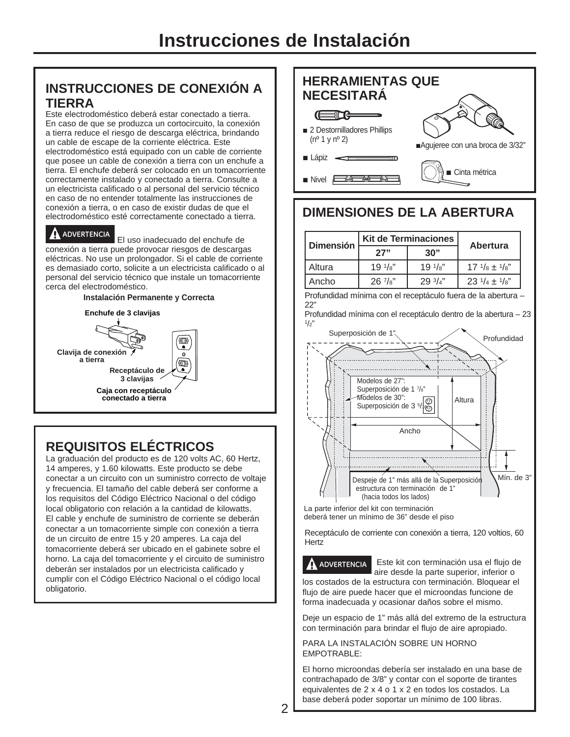# Instrucciones de Instalación

## INSTRUCCIONES DE CONEXIÓN A TIERRA

Este electrodoméstico deberá estar conectado a tierra. En caso de que se produzca un cortocircuito, la conexión a tierra reduce el riesgo de descarga eléctrica, brindando un cable de escape de la corriente eléctrica. Este electrodoméstico está equipado con un cable de corriente que posee un cable de conexión a tierra con un enchufe a tierra. El enchufe deberá ser colocado en un tomacorriente correctamente instalado y conectado a tierra. Consulte a un electricista calificado o al personal del servicio técnico en caso de no entender totalmente las instrucciones de conexión a tierra, o en caso de existir dudas de que el electrodoméstico esté correctamente conectado a tierra.

**ADVERTENCIA** El uso inadecuado del enchufe de conexión a tierra puede provocar riesgos de descargas eléctricas. No use un prolongador. Si el cable de corriente es demasiado corto, solicite a un electricista calificado o al personal del servicio técnico que instale un tomacorriente cerca del electrodoméstico.

**Instalación Permanente y Correcta**

**Enchufe de 3 clavijas**

**Clavija de conexión a tierra**

**Receptáculo de 3 clavijas**

**Caja con receptáculo conectado a tierra**

## REQUISITOS ELÉCTRICOS

La graduación del producto es de 120 volts AC, 60 Hertz, 14 amperes, y 1.60 kilowatts. Este producto se debe conectar a un circuito con un suministro correcto de voltaje y frecuencia. El tamaño del cable deberá ser conforme a los requisitos del Código Eléctrico Nacional o del código local obligatorio con relación a la cantidad de kilowatts. El cable y enchufe de suministro de corriente se deberán conectar a un tomacorriente simple con conexión a tierra de un circuito de entre 15 y 20 amperes. La caja del tomacorriente deberá ser ubicado en el gabinete sobre el horno. La caja del tomacorriente y el circuito de suministro deberán ser instalados por un electricista calificado y cumplir con el Código Eléctrico Nacional o el código local obligatorio.

## HERRAMIENTAS QUE NECESITARÁ

- 2 Destornilladores Phillips (nº 1 y nº 2)
- Lápiz
- Nivel
- Agujeree con una broca de 3/32”
- Cinta métrica

## DIMENSIONES DE LA ABERTURA

| Dimensión | Kit de Terminaciones | | Abertura |
|---|---|---|---|
| | 27” | 30” | |
| Altura | 19 1/8” | 19 1/8” | 17 1/8 ± 1/8” |
| Ancho | 26 7/8” | 29 3/4” | 23 1/4 ± 1/8” |

Profundidad mínima con el receptáculo fuera de la abertura – 22”

Profundidad mínima con el receptáculo dentro de la abertura – 23 1/2”

Superposición de 1”

Profundidad

Modelos de 27”: Superposición de 1 7/8”

Modelos de 30”: Superposición de 3 5/16”

Altura

Ancho

Mín. de 3”

Despeje de 1” más allá de la estructura con terminación (hacia todos los lados)

Superposición de 1”

La parte inferior del kit con terminación deberá tener un mínimo de 36” desde el piso

Receptáculo de corriente con conexión a tierra, 120 voltios, 60 Hertz

**ADVERTENCIA** Este kit con terminación usa el flujo de aire desde la parte superior, inferior o los costados de la estructura con terminación. Bloquear el flujo de aire puede hacer que el microondas funcione de forma inadecuada y ocasionar daños sobre el mismo.

Deje un espacio de 1” más allá del extremo de la estructura con terminación para brindar el flujo de aire apropiado.

PARA LA INSTALACIÓN SOBRE UN HORNO EMPOTRABLE:

El horno microondas debería ser instalado en una base de contrachapado de 3/8” y contar con el soporte de tirantes equivalentes de 2 x 4 o 1 x 2 en todos los costados. La base deberá poder soportar un mínimo de 100 libras.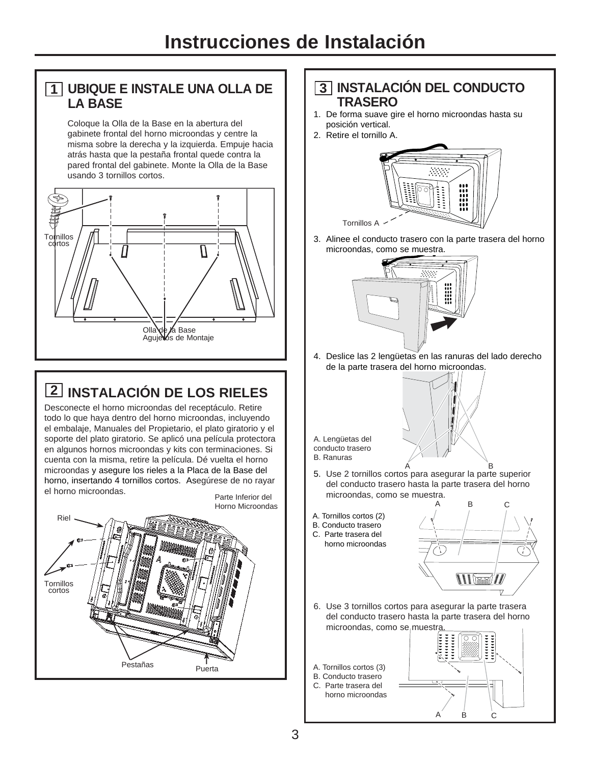# Instrucciones de Instalación

## 1 UBIQUE E INSTALE UNA OLLA DE LA BASE

Coloque la Olla de la Base en la abertura del gabinete frontal del horno microondas y centre la misma sobre la derecha y la izquierda. Empuje hacia atrás hasta que la pestaña frontal quede contra la pared frontal del gabinete. Monte la Olla de la Base usando 3 tornillos cortos.

Tornillos cortos

Olla de la Base
Agujeros de Montaje

## 2 INSTALACIÓN DE LOS RIELES

Desconecte el horno microondas del receptáculo. Retire todo lo que haya dentro del horno microondas, incluyendo el embalaje, Manuales del Propietario, el plato giratorio y el soporte del plato giratorio. Se aplicó una película protectora en algunos hornos microondas y kits con terminaciones. Si cuenta con la misma, retire la película. Dé vuelta el horno microondas y asegure los rieles a la Placa de la Base del horno, insertando 4 tornillos cortos. Asegúrese de no rayar el horno microondas.

Parte Inferior del Horno Microondas

Riel

Tornillos cortos

Pestañas

Puerta

## 3 INSTALACIÓN DEL CONDUCTO TRASERO

1. De forma suave gire el horno microondas hasta su posición vertical.
2. Retire el tornillo A.

Tornillos A

3. Alinee el conducto trasero con la parte trasera del horno microondas, como se muestra.
4. Deslice las 2 lengüetas en las ranuras del lado derecho de la parte trasera del horno microondas.

A. Lengüetas del conducto trasero
B. Ranuras

5. Use 2 tornillos cortos para asegurar la parte superior del conducto trasero hasta la parte trasera del horno microondas, como se muestra.

A. Tornillos cortos (2)
B. Conducto trasero
C. Parte trasera del horno microondas

6. Use 3 tornillos cortos para asegurar la parte trasera del conducto trasero hasta la parte trasera del horno microondas, como se muestra.

A. Tornillos cortos (3)
B. Conducto trasero
C. Parte trasera del horno microondas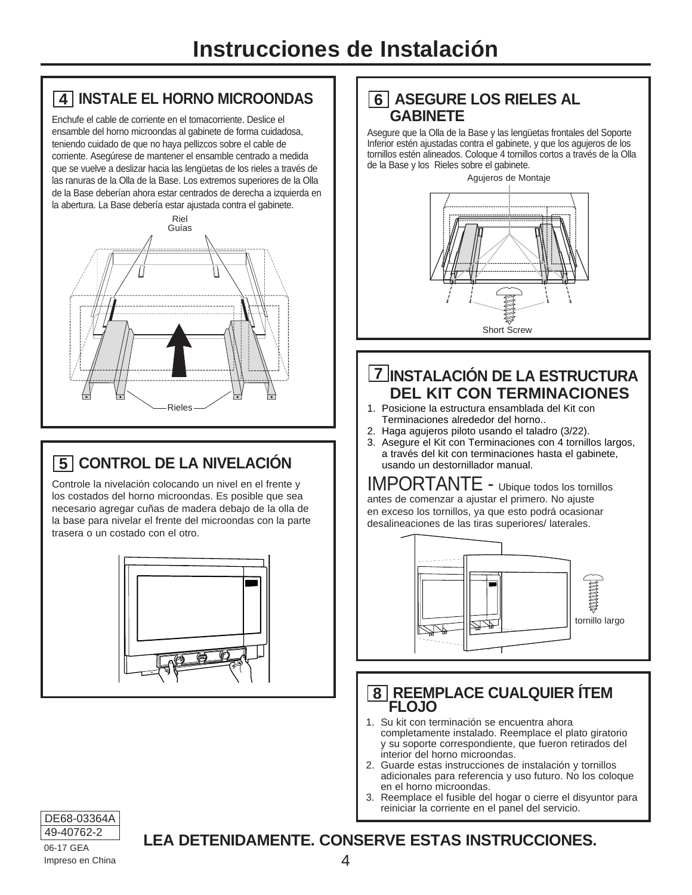# Instrucciones de Instalación

## 4 INSTALE EL HORNO MICROONDAS

Enchufe el cable de corriente en el tomacorriente. Deslice el ensamble del horno microondas al gabinete de forma cuidadosa, teniendo cuidado de que no haya pellizcos sobre el cable de corriente. Asegúrese de mantener el ensamble centrado a medida que se vuelve a deslizar hacia las lengüetas de los rieles a través de las ranuras de la Olla de la Base. Los extremos superiores de la Olla de la Base deberían ahora estar centrados de derecha a izquierda en la abertura. La Base debería estar ajustada contra el gabinete.

Riel
Guías

Rieles

## 5 CONTROL DE LA NIVELACIÓN

Controle la nivelación colocando un nivel en el frente y los costados del horno microondas. Es posible que sea necesario agregar cuñas de madera debajo de la olla de la base para nivelar el frente del microondas con la parte trasera o un costado con el otro.

## 6 ASEGURE LOS RIELES AL GABINETE

Asegure que la Olla de la Base y las lengüetas frontales del Soporte Inferior estén ajustadas contra el gabinete, y que los agujeros de los tornillos estén alineados. Coloque 4 tornillos cortos a través de la Olla de la Base y los Rieles sobre el gabinete.

Agujeros de Montaje

Short Screw

## 7 INSTALACIÓN DE LA ESTRUCTURA DEL KIT CON TERMINACIONES

1. Posicione la estructura ensamblada del Kit con Terminaciones alrededor del horno..
2. Haga agujeros piloto usando el taladro (3/22).
3. Asegure el Kit con Terminaciones con 4 tornillos largos, a través del kit con terminaciones hasta el gabinete, usando un destornillador manual.

IMPORTANTE - Ubique todos los tornillos antes de comenzar a ajustar el primero. No ajuste en exceso los tornillos, ya que esto podrá ocasionar desalineaciones de las tiras superiores/ laterales.

tornillo largo

## 8 REEMPLACE CUALQUIER ÍTEM FLOJO

1. Su kit con terminación se encuentra ahora completamente instalado. Reemplace el plato giratorio y su soporte correspondiente, que fueron retirados del interior del horno microondas.
2. Guarde estas instrucciones de instalación y tornillos adicionales para referencia y uso futuro. No los coloque en el horno microondas.
3. Reemplace el fusible del hogar o cierre el disyuntor para reiniciar la corriente en el panel del servicio.

DE68-03364A
49-40762-2
06-17 GEA
Impreso en China

**LEA DETENIDAMENTE. CONSERVE ESTAS INSTRUCCIONES.**